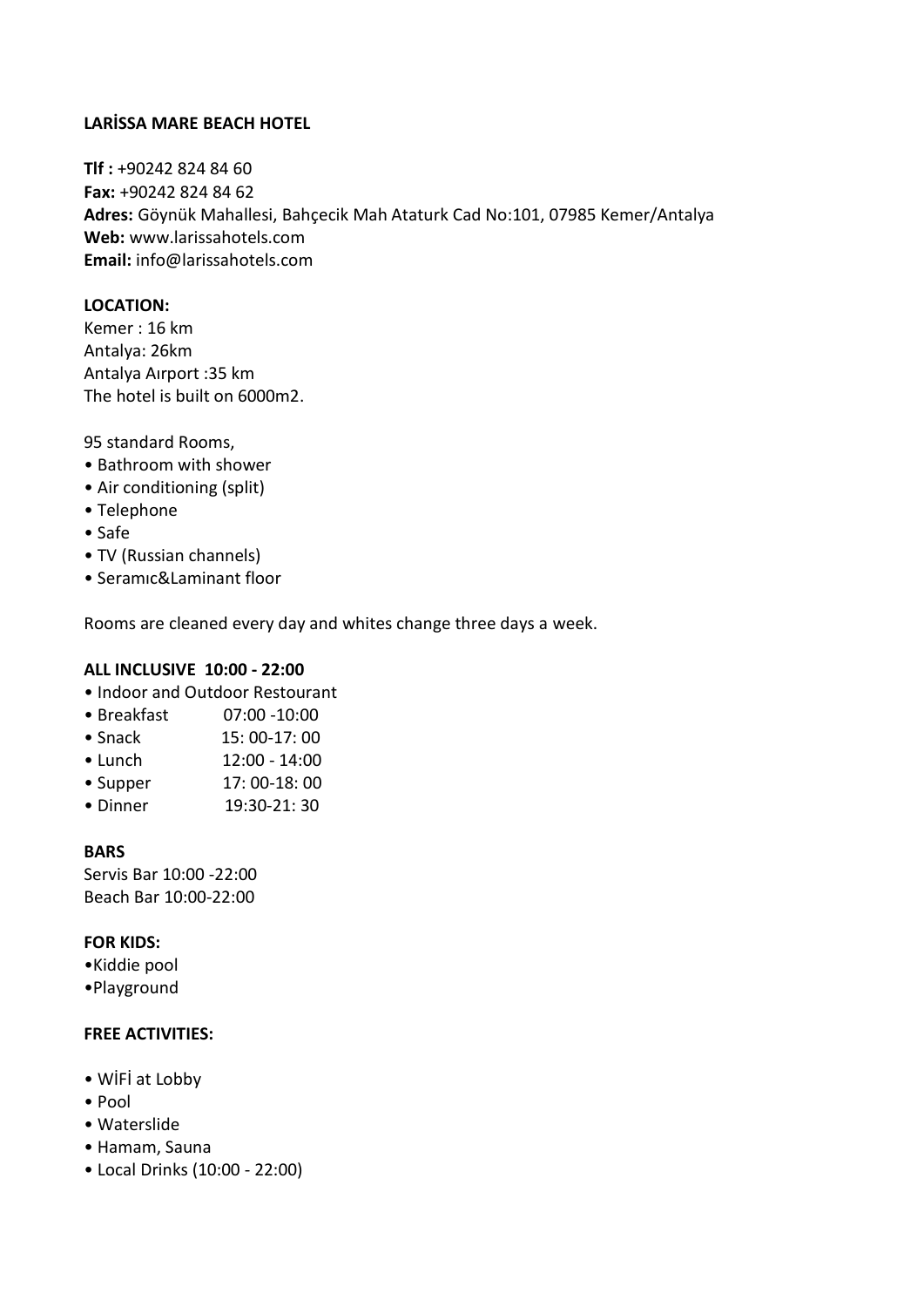**LARİSSA MARE BEACH HOTEL**

**Tlf :** +90242 824 84 60
**Fax:** +90242 824 84 62
**Adres:** Göynük Mahallesi, Bahçecik Mah Ataturk Cad No:101, 07985 Kemer/Antalya
**Web:** www.larissahotels.com
**Email:** info@larissahotels.com

**LOCATION:**
Kemer : 16 km
Antalya: 26km
Antalya Aırport :35 km
The hotel is built on 6000m2.

95 standard Rooms,
- Bathroom with shower
- Air conditioning (split)
- Telephone
- Safe
- TV (Russian channels)
- Seramıc&Laminant floor

Rooms are cleaned every day and whites change three days a week.

**ALL INCLUSIVE 10:00 - 22:00**
- Indoor and Outdoor Restourant
- Breakfast 07:00 -10:00
- Snack 15: 00-17: 00
- Lunch 12:00 - 14:00
- Supper 17: 00-18: 00
- Dinner 19:30-21: 30

**BARS**
Servis Bar 10:00 -22:00
Beach Bar 10:00-22:00

**FOR KIDS:**
- Kiddie pool
- Playground

**FREE ACTIVITIES:**

- WİFİ at Lobby
- Pool
- Waterslide
- Hamam, Sauna
- Local Drinks (10:00 - 22:00)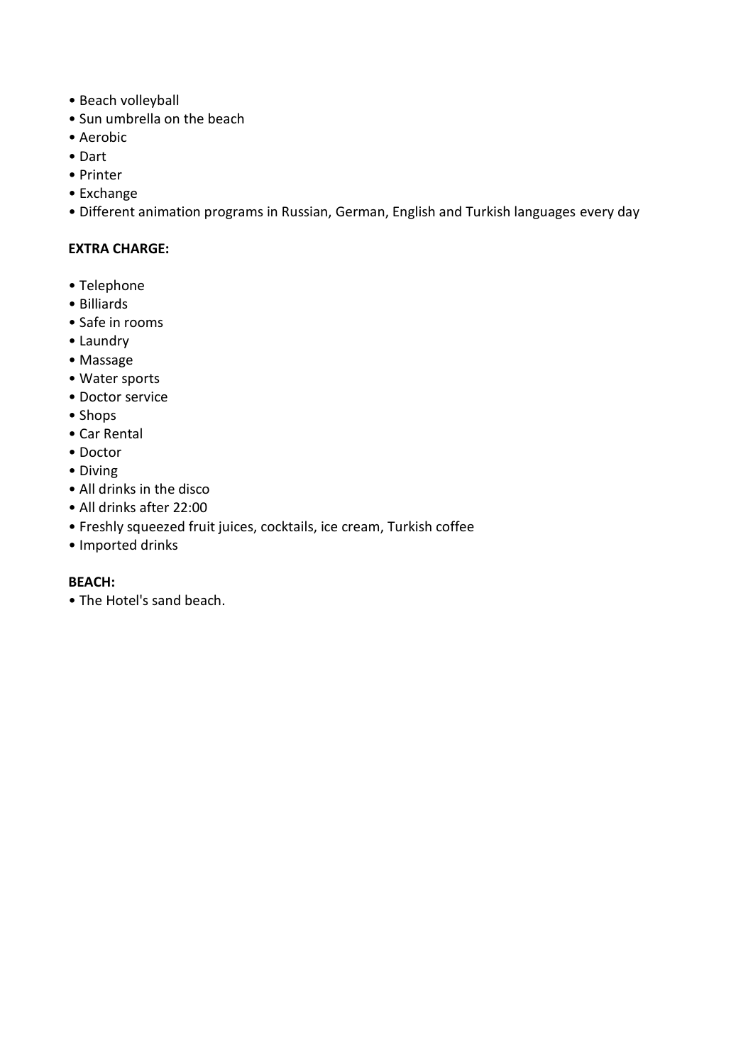- Beach volleyball
- Sun umbrella on the beach
- Aerobic
- Dart
- Printer
- Exchange
- Different animation programs in Russian, German, English and Turkish languages every day

**EXTRA CHARGE:**

- Telephone
- Billiards
- Safe in rooms
- Laundry
- Massage
- Water sports
- Doctor service
- Shops
- Car Rental
- Doctor
- Diving
- All drinks in the disco
- All drinks after 22:00
- Freshly squeezed fruit juices, cocktails, ice cream, Turkish coffee
- Imported drinks

**BEACH:**

- The Hotel's sand beach.